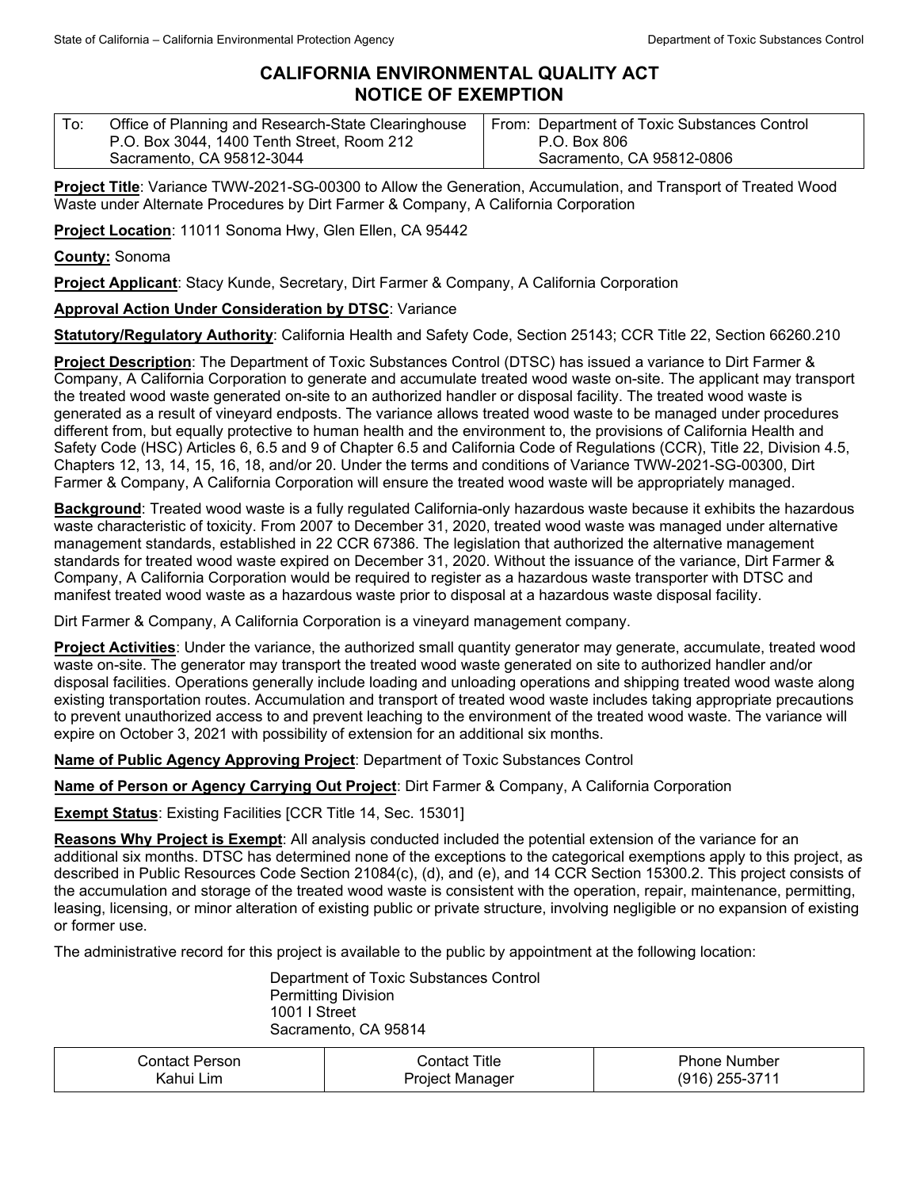State of California – California Environmental Protection Agency | Department of Toxic Substances Control

# CALIFORNIA ENVIRONMENTAL QUALITY ACT NOTICE OF EXEMPTION

| To: Office of Planning and Research-State Clearinghouse<br>P.O. Box 3044, 1400 Tenth Street, Room 212<br>Sacramento, CA 95812-3044 | From: Department of Toxic Substances Control<br>P.O. Box 806<br>Sacramento, CA 95812-0806 |
|---|---|

**Project Title**: Variance TWW-2021-SG-00300 to Allow the Generation, Accumulation, and Transport of Treated Wood Waste under Alternate Procedures by Dirt Farmer & Company, A California Corporation

**Project Location**: 11011 Sonoma Hwy, Glen Ellen, CA 95442

**County:** Sonoma

**Project Applicant**: Stacy Kunde, Secretary, Dirt Farmer & Company, A California Corporation

**Approval Action Under Consideration by DTSC**: Variance

**Statutory/Regulatory Authority**: California Health and Safety Code, Section 25143; CCR Title 22, Section 66260.210

**Project Description**: The Department of Toxic Substances Control (DTSC) has issued a variance to Dirt Farmer & Company, A California Corporation to generate and accumulate treated wood waste on-site. The applicant may transport the treated wood waste generated on-site to an authorized handler or disposal facility. The treated wood waste is generated as a result of vineyard endposts. The variance allows treated wood waste to be managed under procedures different from, but equally protective to human health and the environment to, the provisions of California Health and Safety Code (HSC) Articles 6, 6.5 and 9 of Chapter 6.5 and California Code of Regulations (CCR), Title 22, Division 4.5, Chapters 12, 13, 14, 15, 16, 18, and/or 20. Under the terms and conditions of Variance TWW-2021-SG-00300, Dirt Farmer & Company, A California Corporation will ensure the treated wood waste will be appropriately managed.

**Background**: Treated wood waste is a fully regulated California-only hazardous waste because it exhibits the hazardous waste characteristic of toxicity. From 2007 to December 31, 2020, treated wood waste was managed under alternative management standards, established in 22 CCR 67386. The legislation that authorized the alternative management standards for treated wood waste expired on December 31, 2020. Without the issuance of the variance, Dirt Farmer & Company, A California Corporation would be required to register as a hazardous waste transporter with DTSC and manifest treated wood waste as a hazardous waste prior to disposal at a hazardous waste disposal facility.

Dirt Farmer & Company, A California Corporation is a vineyard management company.

**Project Activities**: Under the variance, the authorized small quantity generator may generate, accumulate, treated wood waste on-site. The generator may transport the treated wood waste generated on site to authorized handler and/or disposal facilities. Operations generally include loading and unloading operations and shipping treated wood waste along existing transportation routes. Accumulation and transport of treated wood waste includes taking appropriate precautions to prevent unauthorized access to and prevent leaching to the environment of the treated wood waste. The variance will expire on October 3, 2021 with possibility of extension for an additional six months.

**Name of Public Agency Approving Project**: Department of Toxic Substances Control

**Name of Person or Agency Carrying Out Project**: Dirt Farmer & Company, A California Corporation

**Exempt Status**: Existing Facilities [CCR Title 14, Sec. 15301]

**Reasons Why Project is Exempt**: All analysis conducted included the potential extension of the variance for an additional six months. DTSC has determined none of the exceptions to the categorical exemptions apply to this project, as described in Public Resources Code Section 21084(c), (d), and (e), and 14 CCR Section 15300.2. This project consists of the accumulation and storage of the treated wood waste is consistent with the operation, repair, maintenance, permitting, leasing, licensing, or minor alteration of existing public or private structure, involving negligible or no expansion of existing or former use.

The administrative record for this project is available to the public by appointment at the following location:

Department of Toxic Substances Control
Permitting Division
1001 I Street
Sacramento, CA 95814

| Contact Person | Contact Title | Phone Number |
|---|---|---|
| Kahui Lim | Project Manager | (916) 255-3711 |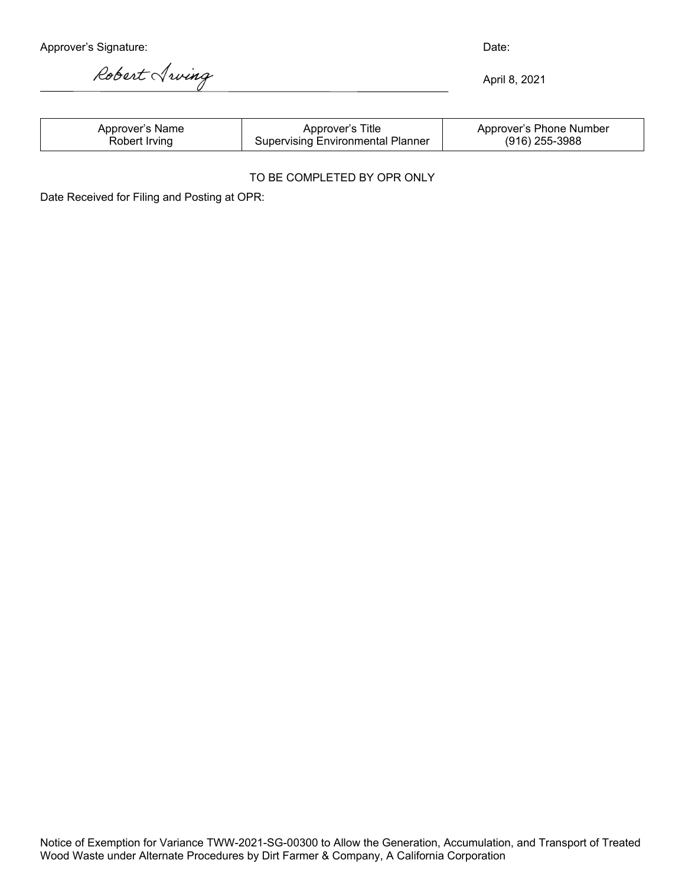Approver's Signature: Date:

Robert Irving April 8, 2021

| Approver's Name | Approver's Title | Approver's Phone Number |
|---|---|---|
| Robert Irving | Supervising Environmental Planner | (916) 255-3988 |

TO BE COMPLETED BY OPR ONLY

Date Received for Filing and Posting at OPR: